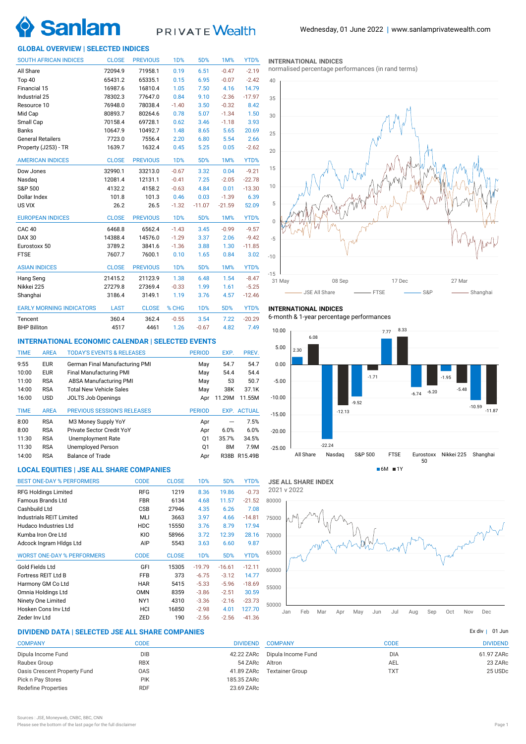Sanlam PRIVATE Wealth

Wednesday, 01 June 2022 | www.sanlamprivatewealth.com

## GLOBAL OVERVIEW | SELECTED INDICES

| SOUTH AFRICAN INDICES | CLOSE | PREVIOUS | 1D% | 5D% | 1M% | YTD% |
|---|---|---|---|---|---|---|
| All Share | 72094.9 | 71958.1 | 0.19 | 6.51 | -0.47 | -2.19 |
| Top 40 | 65431.2 | 65335.1 | 0.15 | 6.95 | -0.07 | -2.42 |
| Financial 15 | 16987.6 | 16810.4 | 1.05 | 7.50 | 4.16 | 14.79 |
| Industrial 25 | 78302.3 | 77647.0 | 0.84 | 9.10 | -2.36 | -17.97 |
| Resource 10 | 76948.0 | 78038.4 | -1.40 | 3.50 | -0.32 | 8.42 |
| Mid Cap | 80893.7 | 80264.6 | 0.78 | 5.07 | -1.34 | 1.50 |
| Small Cap | 70158.4 | 69728.1 | 0.62 | 3.46 | -1.18 | 3.93 |
| Banks | 10647.9 | 10492.7 | 1.48 | 8.65 | 5.65 | 20.69 |
| General Retailers | 7723.0 | 7556.4 | 2.20 | 6.80 | 5.54 | 2.66 |
| Property (J253) - TR | 1639.7 | 1632.4 | 0.45 | 5.25 | 0.05 | -2.62 |

| AMERICAN INDICES | CLOSE | PREVIOUS | 1D% | 5D% | 1M% | YTD% |
|---|---|---|---|---|---|---|
| Dow Jones | 32990.1 | 33213.0 | -0.67 | 3.32 | 0.04 | -9.21 |
| Nasdaq | 12081.4 | 12131.1 | -0.41 | 7.25 | -2.05 | -22.78 |
| S&P 500 | 4132.2 | 4158.2 | -0.63 | 4.84 | 0.01 | -13.30 |
| Dollar Index | 101.8 | 101.3 | 0.46 | 0.03 | -1.39 | 6.39 |
| US VIX | 26.2 | 26.5 | -1.32 | -11.07 | -21.59 | 52.09 |

| EUROPEAN INDICES | CLOSE | PREVIOUS | 1D% | 5D% | 1M% | YTD% |
|---|---|---|---|---|---|---|
| CAC 40 | 6468.8 | 6562.4 | -1.43 | 3.45 | -0.99 | -9.57 |
| DAX 30 | 14388.4 | 14576.0 | -1.29 | 3.37 | 2.06 | -9.42 |
| Eurostoxx 50 | 3789.2 | 3841.6 | -1.36 | 3.88 | 1.30 | -11.85 |
| FTSE | 7607.7 | 7600.1 | 0.10 | 1.65 | 0.84 | 3.02 |

| ASIAN INDICES | CLOSE | PREVIOUS | 1D% | 5D% | 1M% | YTD% |
|---|---|---|---|---|---|---|
| Hang Seng | 21415.2 | 21123.9 | 1.38 | 6.48 | 1.54 | -8.47 |
| Nikkei 225 | 27279.8 | 27369.4 | -0.33 | 1.99 | 1.61 | -5.25 |
| Shanghai | 3186.4 | 3149.1 | 1.19 | 3.76 | 4.57 | -12.46 |

| EARLY MORNING INDICATORS | LAST | CLOSE | % CHG | 1D% | 5D% | YTD% |
|---|---|---|---|---|---|---|
| Tencent | 360.4 | 362.4 | -0.55 | 3.54 | 7.22 | -20.29 |
| BHP Billiton | 4517 | 4461 | 1.26 | -0.67 | 4.82 | 7.49 |

### INTERNATIONAL INDICES

normalised percentage performances (in rand terms)

(Chart: JSE All Share, FTSE, S&P, Shanghai — 31 May to 27 Mar)

### INTERNATIONAL INDICES

6-month & 1-year percentage performances

| Index | 6M | 1Y |
|---|---|---|
| All Share | 2.30 | 6.08 |
| Nasdaq | -22.24 | -12.13 |
| S&P 500 | -9.52 | -1.71 |
| FTSE | 7.77 | 8.33 |
| Eurostoxx 50 | -6.74 | -6.20 |
| Nikkei 225 | -1.95 | -5.48 |
| Shanghai | -10.59 | -11.87 |

## INTERNATIONAL ECONOMIC CALENDAR | SELECTED EVENTS

| TIME | AREA | TODAY'S EVENTS & RELEASES | PERIOD | EXP. | PREV. |
|---|---|---|---|---|---|
| 9:55 | EUR | German Final Manufacturing PMI | May | 54.7 | 54.7 |
| 10:00 | EUR | Final Manufacturing PMI | May | 54.4 | 54.4 |
| 11:00 | RSA | ABSA Manufacturing PMI | May | 53 | 50.7 |
| 14:00 | RSA | Total New Vehicle Sales | May | 38K | 37.1K |
| 16:00 | USD | JOLTS Job Openings | Apr | 11.29M | 11.55M |

| TIME | AREA | PREVIOUS SESSION'S RELEASES | PERIOD | EXP. | ACTUAL |
|---|---|---|---|---|---|
| 8:00 | RSA | M3 Money Supply YoY | Apr | — | 7.5% |
| 8:00 | RSA | Private Sector Credit YoY | Apr | 6.0% | 6.0% |
| 11:30 | RSA | Unemployment Rate | Q1 | 35.7% | 34.5% |
| 11:30 | RSA | Unemployed Person | Q1 | 8M | 7.9M |
| 14:00 | RSA | Balance of Trade | Apr | R38B | R15.49B |

## LOCAL EQUITIES | JSE ALL SHARE COMPANIES

| BEST ONE-DAY % PERFORMERS | CODE | CLOSE | 1D% | 5D% | YTD% |
|---|---|---|---|---|---|
| RFG Holdings Limited | RFG | 1219 | 8.36 | 19.86 | -0.73 |
| Famous Brands Ltd | FBR | 6134 | 4.68 | 11.57 | -21.52 |
| Cashbuild Ltd | CSB | 27946 | 4.35 | 6.26 | 7.08 |
| Industrials REIT Limited | MLI | 3663 | 3.97 | 4.66 | -14.81 |
| Hudaco Industries Ltd | HDC | 15550 | 3.76 | 8.79 | 17.94 |
| Kumba Iron Ore Ltd | KIO | 58966 | 3.72 | 12.39 | 28.16 |
| Adcock Ingram Hldgs Ltd | AIP | 5543 | 3.63 | 6.60 | 9.87 |

| WORST ONE-DAY % PERFORMERS | CODE | CLOSE | 1D% | 5D% | YTD% |
|---|---|---|---|---|---|
| Gold Fields Ltd | GFI | 15305 | -19.79 | -16.61 | -12.11 |
| Fortress REIT Ltd B | FFB | 373 | -6.75 | -3.12 | 14.77 |
| Harmony GM Co Ltd | HAR | 5415 | -5.33 | -5.96 | -18.69 |
| Omnia Holdings Ltd | OMN | 8359 | -3.86 | -2.51 | 30.59 |
| Ninety One Limited | NY1 | 4310 | -3.36 | -2.16 | -23.73 |
| Hosken Cons Inv Ltd | HCI | 16850 | -2.98 | 4.01 | 127.70 |
| Zeder Inv Ltd | ZED | 190 | -2.56 | -2.56 | -41.36 |

### JSE ALL SHARE INDEX

2021 v 2022

## DIVIDEND DATA | SELECTED JSE ALL SHARE COMPANIES

Ex div | 01 Jun

| COMPANY | CODE | DIVIDEND |
|---|---|---|
| Dipula Income Fund | DIB | 42.22 ZARc |
| Raubex Group | RBX | 54 ZARc |
| Oasis Crescent Property Fund | OAS | 41.89 ZARc |
| Pick n Pay Stores | PIK | 185.35 ZARc |
| Redefine Properties | RDF | 23.69 ZARc |

| COMPANY | CODE | DIVIDEND |
|---|---|---|
| Dipula Income Fund | DIA | 61.97 ZARc |
| Altron | AEL | 23 ZARc |
| Textainer Group | TXT | 25 USDc |

Sources : JSE, Moneyweb, CNBC, BBC, CNN

Please see the bottom of the last page for the full disclaimer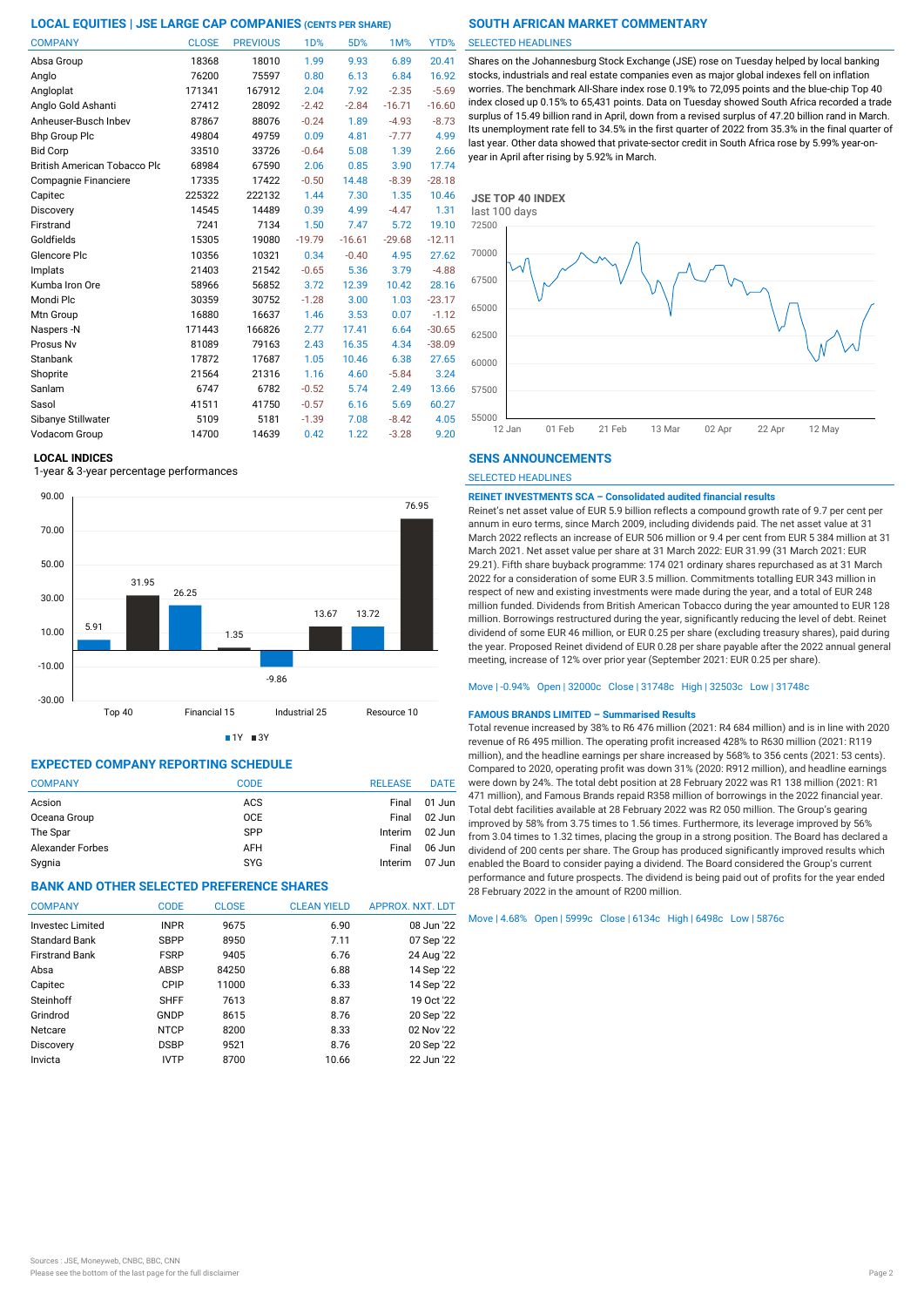## LOCAL EQUITIES | JSE LARGE CAP COMPANIES (CENTS PER SHARE)

| COMPANY | CLOSE | PREVIOUS | 1D% | 5D% | 1M% | YTD% |
|---|---|---|---|---|---|---|
| Absa Group | 18368 | 18010 | 1.99 | 9.93 | 6.89 | 20.41 |
| Anglo | 76200 | 75597 | 0.80 | 6.13 | 6.84 | 16.92 |
| Angloplat | 171341 | 167912 | 2.04 | 7.92 | -2.35 | -5.69 |
| Anglo Gold Ashanti | 27412 | 28092 | -2.42 | -2.84 | -16.71 | -16.60 |
| Anheuser-Busch Inbev | 87867 | 88076 | -0.24 | 1.89 | -4.93 | -8.73 |
| Bhp Group Plc | 49804 | 49759 | 0.09 | 4.81 | -7.77 | 4.99 |
| Bid Corp | 33510 | 33726 | -0.64 | 5.08 | 1.39 | 2.66 |
| British American Tobacco Plc | 68984 | 67590 | 2.06 | 0.85 | 3.90 | 17.74 |
| Compagnie Financiere | 17335 | 17422 | -0.50 | 14.48 | -8.39 | -28.18 |
| Capitec | 225322 | 222132 | 1.44 | 7.30 | 1.35 | 10.46 |
| Discovery | 14545 | 14489 | 0.39 | 4.99 | -4.47 | 1.31 |
| Firstrand | 7241 | 7134 | 1.50 | 7.47 | 5.72 | 19.10 |
| Goldfields | 15305 | 19080 | -19.79 | -16.61 | -29.68 | -12.11 |
| Glencore Plc | 10356 | 10321 | 0.34 | -0.40 | 4.95 | 27.62 |
| Implats | 21403 | 21542 | -0.65 | 5.36 | 3.79 | -4.88 |
| Kumba Iron Ore | 58966 | 56852 | 3.72 | 12.39 | 10.42 | 28.16 |
| Mondi Plc | 30359 | 30752 | -1.28 | 3.00 | 1.03 | -23.17 |
| Mtn Group | 16880 | 16637 | 1.46 | 3.53 | 0.07 | -1.12 |
| Naspers -N | 171443 | 166826 | 2.77 | 17.41 | 6.64 | -30.65 |
| Prosus Nv | 81089 | 79163 | 2.43 | 16.35 | 4.34 | -38.09 |
| Stanbank | 17872 | 17687 | 1.05 | 10.46 | 6.38 | 27.65 |
| Shoprite | 21564 | 21316 | 1.16 | 4.60 | -5.84 | 3.24 |
| Sanlam | 6747 | 6782 | -0.52 | 5.74 | 2.49 | 13.66 |
| Sasol | 41511 | 41750 | -0.57 | 6.16 | 5.69 | 60.27 |
| Sibanye Stillwater | 5109 | 5181 | -1.39 | 7.08 | -8.42 | 4.05 |
| Vodacom Group | 14700 | 14639 | 0.42 | 1.22 | -3.28 | 9.20 |

### LOCAL INDICES

1-year & 3-year percentage performances

| Index | 1Y | 3Y |
|---|---|---|
| Top 40 | 5.91 | 31.95 |
| Financial 15 | 26.25 | 1.35 |
| Industrial 25 | -9.86 | 13.67 |
| Resource 10 | 13.72 | 76.95 |

## EXPECTED COMPANY REPORTING SCHEDULE

| COMPANY | CODE | RELEASE | DATE |
|---|---|---|---|
| Acsion | ACS | Final | 01 Jun |
| Oceana Group | OCE | Final | 02 Jun |
| The Spar | SPP | Interim | 02 Jun |
| Alexander Forbes | AFH | Final | 06 Jun |
| Sygnia | SYG | Interim | 07 Jun |

## BANK AND OTHER SELECTED PREFERENCE SHARES

| COMPANY | CODE | CLOSE | CLEAN YIELD | APPROX. NXT. LDT |
|---|---|---|---|---|
| Investec Limited | INPR | 9675 | 6.90 | 08 Jun '22 |
| Standard Bank | SBPP | 8950 | 7.11 | 07 Sep '22 |
| Firstrand Bank | FSRP | 9405 | 6.76 | 24 Aug '22 |
| Absa | ABSP | 84250 | 6.88 | 14 Sep '22 |
| Capitec | CPIP | 11000 | 6.33 | 14 Sep '22 |
| Steinhoff | SHFF | 7613 | 8.87 | 19 Oct '22 |
| Grindrod | GNDP | 8615 | 8.76 | 20 Sep '22 |
| Netcare | NTCP | 8200 | 8.33 | 02 Nov '22 |
| Discovery | DSBP | 9521 | 8.76 | 20 Sep '22 |
| Invicta | IVTP | 8700 | 10.66 | 22 Jun '22 |

## SOUTH AFRICAN MARKET COMMENTARY

SELECTED HEADLINES

Shares on the Johannesburg Stock Exchange (JSE) rose on Tuesday helped by local banking stocks, industrials and real estate companies even as major global indexes fell on inflation worries. The benchmark All-Share index rose 0.19% to 72,095 points and the blue-chip Top 40 index closed up 0.15% to 65,431 points. Data on Tuesday showed South Africa recorded a trade surplus of 15.49 billion rand in April, down from a revised surplus of 47.20 billion rand in March. Its unemployment rate fell to 34.5% in the first quarter of 2022 from 35.3% in the final quarter of last year. Other data showed that private-sector credit in South Africa rose by 5.99% year-on-year in April after rising by 5.92% in March.

### JSE TOP 40 INDEX

last 100 days

## SENS ANNOUNCEMENTS

SELECTED HEADLINES

**REINET INVESTMENTS SCA – Consolidated audited financial results**

Reinet's net asset value of EUR 5.9 billion reflects a compound growth rate of 9.7 per cent per annum in euro terms, since March 2009, including dividends paid. The net asset value at 31 March 2022 reflects an increase of EUR 506 million or 9.4 per cent from EUR 5 384 million at 31 March 2021. Net asset value per share at 31 March 2022: EUR 31.99 (31 March 2021: EUR 29.21). Fifth share buyback programme: 174 021 ordinary shares repurchased as at 31 March 2022 for a consideration of some EUR 3.5 million. Commitments totalling EUR 343 million in respect of new and existing investments were made during the year, and a total of EUR 248 million funded. Dividends from British American Tobacco during the year amounted to EUR 128 million. Borrowings restructured during the year, significantly reducing the level of debt. Reinet dividend of some EUR 46 million, or EUR 0.25 per share (excluding treasury shares), paid during the year. Proposed Reinet dividend of EUR 0.28 per share payable after the 2022 annual general meeting, increase of 12% over prior year (September 2021: EUR 0.25 per share).

Move | -0.94% Open | 32000c Close | 31748c High | 32503c Low | 31748c

**FAMOUS BRANDS LIMITED – Summarised Results**

Total revenue increased by 38% to R6 476 million (2021: R4 684 million) and is in line with 2020 revenue of R6 495 million. The operating profit increased 428% to R630 million (2021: R119 million), and the headline earnings per share increased by 568% to 356 cents (2021: 53 cents). Compared to 2020, operating profit was down 31% (2020: R912 million), and headline earnings were down by 24%. The total debt position at 28 February 2022 was R1 138 million (2021: R1 471 million), and Famous Brands repaid R358 million of borrowings in the 2022 financial year. Total debt facilities available at 28 February 2022 was R2 050 million. The Group's gearing improved by 58% from 3.75 times to 1.56 times. Furthermore, its leverage improved by 56% from 3.04 times to 1.32 times, placing the group in a strong position. The Board has declared a dividend of 200 cents per share. The Group has produced significantly improved results which enabled the Board to consider paying a dividend. The Board considered the Group's current performance and future prospects. The dividend is being paid out of profits for the year ended 28 February 2022 in the amount of R200 million.

Move | 4.68% Open | 5999c Close | 6134c High | 6498c Low | 5876c

Sources : JSE, Moneyweb, CNBC, BBC, CNN
Please see the bottom of the last page for the full disclaimer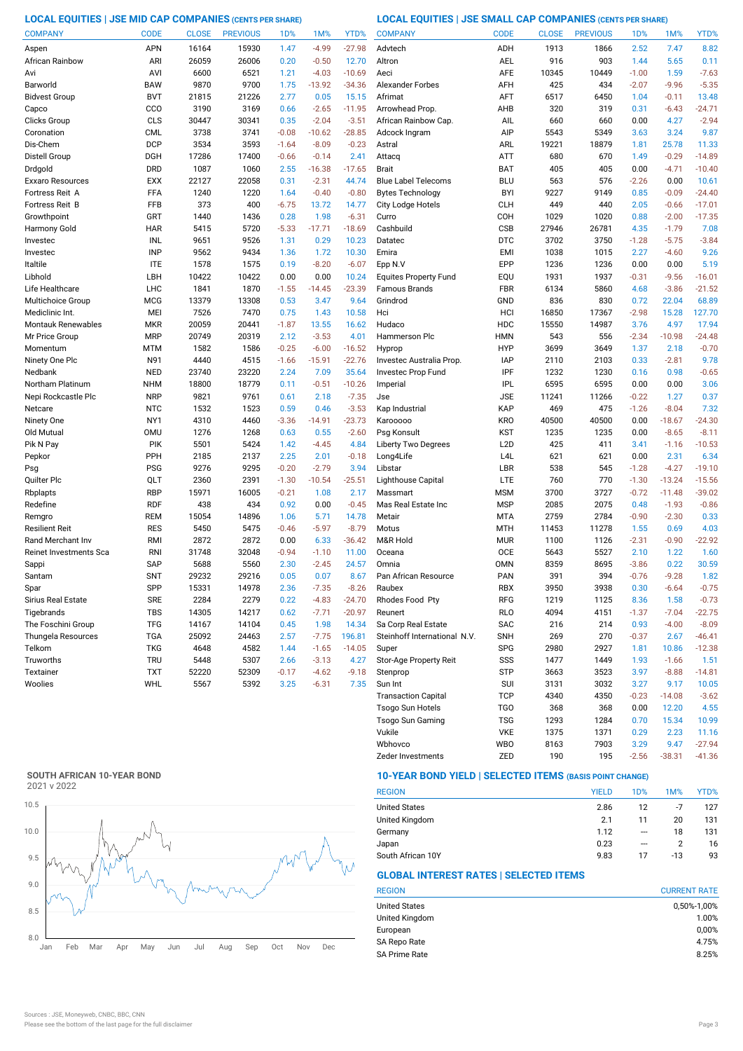## LOCAL EQUITIES | JSE MID CAP COMPANIES (CENTS PER SHARE)

| COMPANY | CODE | CLOSE | PREVIOUS | 1D% | 1M% | YTD% |
|---|---|---|---|---|---|---|
| Aspen | APN | 16164 | 15930 | 1.47 | -4.99 | -27.98 |
| African Rainbow | ARI | 26059 | 26006 | 0.20 | -0.50 | 12.70 |
| Avi | AVI | 6600 | 6521 | 1.21 | -4.03 | -10.69 |
| Barworld | BAW | 9870 | 9700 | 1.75 | -13.92 | -34.36 |
| Bidvest Group | BVT | 21815 | 21226 | 2.77 | 0.05 | 15.15 |
| Capco | CCO | 3190 | 3169 | 0.66 | -2.65 | -11.95 |
| Clicks Group | CLS | 30447 | 30341 | 0.35 | -2.04 | -3.51 |
| Coronation | CML | 3738 | 3741 | -0.08 | -10.62 | -28.85 |
| Dis-Chem | DCP | 3534 | 3593 | -1.64 | -8.09 | -0.23 |
| Distell Group | DGH | 17286 | 17400 | -0.66 | -0.14 | 2.41 |
| Drdgold | DRD | 1087 | 1060 | 2.55 | -16.38 | -17.65 |
| Exxaro Resources | EXX | 22127 | 22058 | 0.31 | -2.31 | 44.74 |
| Fortress Reit A | FFA | 1240 | 1220 | 1.64 | -0.40 | -0.80 |
| Fortress Reit B | FFB | 373 | 400 | -6.75 | 13.72 | 14.77 |
| Growthpoint | GRT | 1440 | 1436 | 0.28 | 1.98 | -6.31 |
| Harmony Gold | HAR | 5415 | 5720 | -5.33 | -17.71 | -18.69 |
| Investec | INL | 9651 | 9526 | 1.31 | 0.29 | 10.23 |
| Investec | INP | 9562 | 9434 | 1.36 | 1.72 | 10.30 |
| Italtile | ITE | 1578 | 1575 | 0.19 | -8.20 | -6.07 |
| Libhold | LBH | 10422 | 10422 | 0.00 | 0.00 | 10.24 |
| Life Healthcare | LHC | 1841 | 1870 | -1.55 | -14.45 | -23.39 |
| Multichoice Group | MCG | 13379 | 13308 | 0.53 | 3.47 | 9.64 |
| Mediclinic Int. | MEI | 7526 | 7470 | 0.75 | 1.43 | 10.58 |
| Montauk Renewables | MKR | 20059 | 20441 | -1.87 | 13.55 | 16.62 |
| Mr Price Group | MRP | 20749 | 20319 | 2.12 | -3.53 | 4.01 |
| Momentum | MTM | 1582 | 1586 | -0.25 | -6.00 | -16.52 |
| Ninety One Plc | N91 | 4440 | 4515 | -1.66 | -15.91 | -22.76 |
| Nedbank | NED | 23740 | 23220 | 2.24 | 7.09 | 35.64 |
| Northam Platinum | NHM | 18800 | 18779 | 0.11 | -0.51 | -10.26 |
| Nepi Rockcastle Plc | NRP | 9821 | 9761 | 0.61 | 2.18 | -7.35 |
| Netcare | NTC | 1532 | 1523 | 0.59 | 0.46 | -3.53 |
| Ninety One | NY1 | 4310 | 4460 | -3.36 | -14.91 | -23.73 |
| Old Mutual | OMU | 1276 | 1268 | 0.63 | 0.55 | -2.60 |
| Pik N Pay | PIK | 5501 | 5424 | 1.42 | -4.45 | 4.84 |
| Pepkor | PPH | 2185 | 2137 | 2.25 | 2.01 | -0.18 |
| Psg | PSG | 9276 | 9295 | -0.20 | -2.79 | 3.94 |
| Quilter Plc | QLT | 2360 | 2391 | -1.30 | -10.54 | -25.51 |
| Rbplapts | RBP | 15971 | 16005 | -0.21 | 1.08 | 2.17 |
| Redefine | RDF | 438 | 434 | 0.92 | 0.00 | -0.45 |
| Remgro | REM | 15054 | 14896 | 1.06 | 5.71 | 14.78 |
| Resilient Reit | RES | 5450 | 5475 | -0.46 | -5.97 | -8.79 |
| Rand Merchant Inv | RMI | 2872 | 2872 | 0.00 | 6.33 | -36.42 |
| Reinet Investments Sca | RNI | 31748 | 32048 | -0.94 | -1.10 | 11.00 |
| Sappi | SAP | 5688 | 5560 | 2.30 | -2.45 | 24.57 |
| Santam | SNT | 29232 | 29216 | 0.05 | 0.07 | 8.67 |
| Spar | SPP | 15331 | 14978 | 2.36 | -7.35 | -8.26 |
| Sirius Real Estate | SRE | 2284 | 2279 | 0.22 | -4.83 | -24.70 |
| Tigebrands | TBS | 14305 | 14217 | 0.62 | -7.71 | -20.97 |
| The Foschini Group | TFG | 14167 | 14104 | 0.45 | 1.98 | 14.34 |
| Thungela Resources | TGA | 25092 | 24463 | 2.57 | -7.75 | 196.81 |
| Telkom | TKG | 4648 | 4582 | 1.44 | -1.65 | -14.05 |
| Truworths | TRU | 5448 | 5307 | 2.66 | -3.13 | 4.27 |
| Textainer | TXT | 52220 | 52309 | -0.17 | -4.62 | -9.18 |
| Woolies | WHL | 5567 | 5392 | 3.25 | -6.31 | 7.35 |

## LOCAL EQUITIES | JSE SMALL CAP COMPANIES (CENTS PER SHARE)

| COMPANY | CODE | CLOSE | PREVIOUS | 1D% | 1M% | YTD% |
|---|---|---|---|---|---|---|
| Advtech | ADH | 1913 | 1866 | 2.52 | 7.47 | 8.82 |
| Altron | AEL | 916 | 903 | 1.44 | 5.65 | 0.11 |
| Aeci | AFE | 10345 | 10449 | -1.00 | 1.59 | -7.63 |
| Alexander Forbes | AFH | 425 | 434 | -2.07 | -9.96 | -5.35 |
| Afrimat | AFT | 6517 | 6450 | 1.04 | -0.11 | 13.48 |
| Arrowhead Prop. | AHB | 320 | 319 | 0.31 | -6.43 | -24.71 |
| African Rainbow Cap. | AIL | 660 | 660 | 0.00 | 4.27 | -2.94 |
| Adcock Ingram | AIP | 5543 | 5349 | 3.63 | 3.24 | 9.87 |
| Astral | ARL | 19221 | 18879 | 1.81 | 25.78 | 11.33 |
| Attacq | ATT | 680 | 670 | 1.49 | -0.29 | -14.89 |
| Brait | BAT | 405 | 405 | 0.00 | -4.71 | -10.40 |
| Blue Label Telecoms | BLU | 563 | 576 | -2.26 | 0.00 | 10.61 |
| Bytes Technology | BYI | 9227 | 9149 | 0.85 | -0.09 | -24.40 |
| City Lodge Hotels | CLH | 449 | 440 | 2.05 | -0.66 | -17.01 |
| Curro | COH | 1029 | 1020 | 0.88 | -2.00 | -17.35 |
| Cashbuild | CSB | 27946 | 26781 | 4.35 | -1.79 | 7.08 |
| Datatec | DTC | 3702 | 3750 | -1.28 | -5.75 | -3.84 |
| Emira | EMI | 1038 | 1015 | 2.27 | -4.60 | 9.26 |
| Epp N.V | EPP | 1236 | 1236 | 0.00 | 0.00 | 5.19 |
| Equites Property Fund | EQU | 1931 | 1937 | -0.31 | -9.56 | -16.01 |
| Famous Brands | FBR | 6134 | 5860 | 4.68 | -3.86 | -21.52 |
| Grindrod | GND | 836 | 830 | 0.72 | 22.04 | 68.89 |
| Hci | HCI | 16850 | 17367 | -2.98 | 15.28 | 127.70 |
| Hudaco | HDC | 15550 | 14987 | 3.76 | 4.97 | 17.94 |
| Hammerson Plc | HMN | 543 | 556 | -2.34 | -10.98 | -24.48 |
| Hyprop | HYP | 3699 | 3649 | 1.37 | 2.18 | -0.70 |
| Investec Australia Prop. | IAP | 2110 | 2103 | 0.33 | -2.81 | 9.78 |
| Investec Prop Fund | IPF | 1232 | 1230 | 0.16 | 0.98 | -0.65 |
| Imperial | IPL | 6595 | 6595 | 0.00 | 0.00 | 3.06 |
| Jse | JSE | 11241 | 11266 | -0.22 | 1.27 | 0.37 |
| Kap Industrial | KAP | 469 | 475 | -1.26 | -8.04 | 7.32 |
| Karooooo | KRO | 40500 | 40500 | 0.00 | -18.67 | -24.30 |
| Psg Konsult | KST | 1235 | 1235 | 0.00 | -8.65 | -8.11 |
| Liberty Two Degrees | L2D | 425 | 411 | 3.41 | -1.16 | -10.53 |
| Long4Life | L4L | 621 | 621 | 0.00 | 2.31 | 6.34 |
| Libstar | LBR | 538 | 545 | -1.28 | -4.27 | -19.10 |
| Lighthouse Capital | LTE | 760 | 770 | -1.30 | -13.24 | -15.56 |
| Massmart | MSM | 3700 | 3727 | -0.72 | -11.48 | -39.02 |
| Mas Real Estate Inc | MSP | 2085 | 2075 | 0.48 | -1.93 | -0.86 |
| Metair | MTA | 2759 | 2784 | -0.90 | -2.30 | 0.33 |
| Motus | MTH | 11453 | 11278 | 1.55 | 0.69 | 4.03 |
| M&R Hold | MUR | 1100 | 1126 | -2.31 | -0.90 | -22.92 |
| Oceana | OCE | 5643 | 5527 | 2.10 | 1.22 | 1.60 |
| Omnia | OMN | 8359 | 8695 | -3.86 | 0.22 | 30.59 |
| Pan African Resource | PAN | 391 | 394 | -0.76 | -9.28 | 1.82 |
| Raubex | RBX | 3950 | 3938 | 0.30 | -6.64 | -0.75 |
| Rhodes Food Pty | RFG | 1219 | 1125 | 8.36 | 1.58 | -0.73 |
| Reunert | RLO | 4094 | 4151 | -1.37 | -7.04 | -22.75 |
| Sa Corp Real Estate | SAC | 216 | 214 | 0.93 | -4.00 | -8.09 |
| Steinhoff International N.V. | SNH | 269 | 270 | -0.37 | 2.67 | -46.41 |
| Super | SPG | 2980 | 2927 | 1.81 | 10.86 | -12.38 |
| Stor-Age Property Reit | SSS | 1477 | 1449 | 1.93 | -1.66 | 1.51 |
| Stenprop | STP | 3663 | 3523 | 3.97 | -8.88 | -14.81 |
| Sun Int | SUI | 3131 | 3032 | 3.27 | 9.17 | 10.05 |
| Transaction Capital | TCP | 4340 | 4350 | -0.23 | -14.08 | -3.62 |
| Tsogo Sun Hotels | TGO | 368 | 368 | 0.00 | 12.20 | 4.55 |
| Tsogo Sun Gaming | TSG | 1293 | 1284 | 0.70 | 15.34 | 10.99 |
| Vukile | VKE | 1375 | 1371 | 0.29 | 2.23 | 11.16 |
| Wbhovco | WBO | 8163 | 7903 | 3.29 | 9.47 | -27.94 |
| Zeder Investments | ZED | 190 | 195 | -2.56 | -38.31 | -41.36 |

## SOUTH AFRICAN 10-YEAR BOND

2021 v 2022

## 10-YEAR BOND YIELD | SELECTED ITEMS (BASIS POINT CHANGE)

| REGION | YIELD | 1D% | 1M% | YTD% |
|---|---|---|---|---|
| United States | 2.86 | 12 | -7 | 127 |
| United Kingdom | 2.1 | 11 | 20 | 131 |
| Germany | 1.12 | --- | 18 | 131 |
| Japan | 0.23 | --- | 2 | 16 |
| South African 10Y | 9.83 | 17 | -13 | 93 |

## GLOBAL INTEREST RATES | SELECTED ITEMS

| REGION | CURRENT RATE |
|---|---|
| United States | 0,50%-1,00% |
| United Kingdom | 1.00% |
| European | 0,00% |
| SA Repo Rate | 4.75% |
| SA Prime Rate | 8.25% |

Sources : JSE, Moneyweb, CNBC, BBC, CNN

Please see the bottom of the last page for the full disclaimer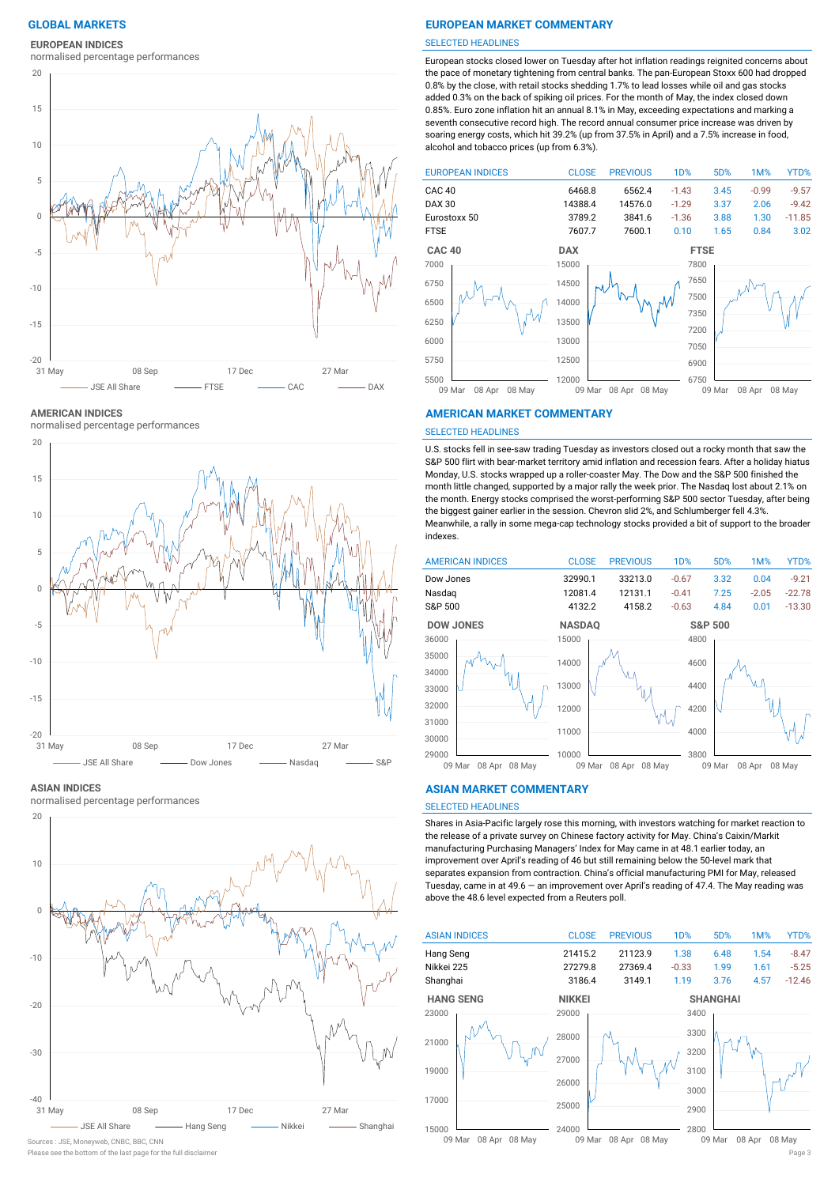## GLOBAL MARKETS

### EUROPEAN INDICES

normalised percentage performances

JSE All Share — FTSE — CAC — DAX

### AMERICAN INDICES

normalised percentage performances

JSE All Share — Dow Jones — Nasdaq — S&P

### ASIAN INDICES

normalised percentage performances

JSE All Share — Hang Seng — Nikkei — Shanghai

Sources : JSE, Moneyweb, CNBC, BBC, CNN

Please see the bottom of the last page for the full disclaimer

## EUROPEAN MARKET COMMENTARY

SELECTED HEADLINES

European stocks closed lower on Tuesday after hot inflation readings reignited concerns about the pace of monetary tightening from central banks. The pan-European Stoxx 600 had dropped 0.8% by the close, with retail stocks shedding 1.7% to lead losses while oil and gas stocks added 0.3% on the back of spiking oil prices. For the month of May, the index closed down 0.85%. Euro zone inflation hit an annual 8.1% in May, exceeding expectations and marking a seventh consecutive record high. The record annual consumer price increase was driven by soaring energy costs, which hit 39.2% (up from 37.5% in April) and a 7.5% increase in food, alcohol and tobacco prices (up from 6.3%).

| EUROPEAN INDICES | CLOSE | PREVIOUS | 1D% | 5D% | 1M% | YTD% |
|---|---|---|---|---|---|---|
| CAC 40 | 6468.8 | 6562.4 | -1.43 | 3.45 | -0.99 | -9.57 |
| DAX 30 | 14388.4 | 14576.0 | -1.29 | 3.37 | 2.06 | -9.42 |
| Eurostoxx 50 | 3789.2 | 3841.6 | -1.36 | 3.88 | 1.30 | -11.85 |
| FTSE | 7607.7 | 7600.1 | 0.10 | 1.65 | 0.84 | 3.02 |

## AMERICAN MARKET COMMENTARY

SELECTED HEADLINES

U.S. stocks fell in see-saw trading Tuesday as investors closed out a rocky month that saw the S&P 500 flirt with bear-market territory amid inflation and recession fears. After a holiday hiatus Monday, U.S. stocks wrapped up a roller-coaster May. The Dow and the S&P 500 finished the month little changed, supported by a major rally the week prior. The Nasdaq lost about 2.1% on the month. Energy stocks comprised the worst-performing S&P 500 sector Tuesday, after being the biggest gainer earlier in the session. Chevron slid 2%, and Schlumberger fell 4.3%. Meanwhile, a rally in some mega-cap technology stocks provided a bit of support to the broader indexes.

| AMERICAN INDICES | CLOSE | PREVIOUS | 1D% | 5D% | 1M% | YTD% |
|---|---|---|---|---|---|---|
| Dow Jones | 32990.1 | 33213.0 | -0.67 | 3.32 | 0.04 | -9.21 |
| Nasdaq | 12081.4 | 12131.1 | -0.41 | 7.25 | -2.05 | -22.78 |
| S&P 500 | 4132.2 | 4158.2 | -0.63 | 4.84 | 0.01 | -13.30 |

## ASIAN MARKET COMMENTARY

SELECTED HEADLINES

Shares in Asia-Pacific largely rose this morning, with investors watching for market reaction to the release of a private survey on Chinese factory activity for May. China's Caixin/Markit manufacturing Purchasing Managers' Index for May came in at 48.1 earlier today, an improvement over April's reading of 46 but still remaining below the 50-level mark that separates expansion from contraction. China's official manufacturing PMI for May, released Tuesday, came in at 49.6 — an improvement over April's reading of 47.4. The May reading was above the 48.6 level expected from a Reuters poll.

| ASIAN INDICES | CLOSE | PREVIOUS | 1D% | 5D% | 1M% | YTD% |
|---|---|---|---|---|---|---|
| Hang Seng | 21415.2 | 21123.9 | 1.38 | 6.48 | 1.54 | -8.47 |
| Nikkei 225 | 27279.8 | 27369.4 | -0.33 | 1.99 | 1.61 | -5.25 |
| Shanghai | 3186.4 | 3149.1 | 1.19 | 3.76 | 4.57 | -12.46 |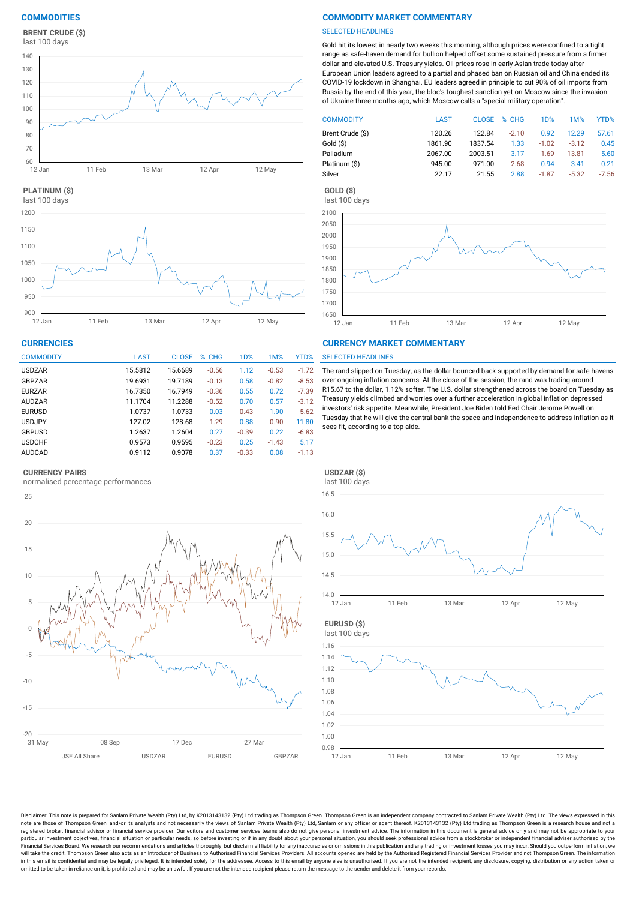## COMMODITIES

**BRENT CRUDE ($)**
last 100 days

140
130
120
110
100
90
80
70
60
12 Jan
11 Feb
13 Mar
12 Apr
12 May

**PLATINUM ($)**
last 100 days

1200
1150
1100
1050
1000
950
900
12 Jan
11 Feb
13 Mar
12 Apr
12 May

## COMMODITY MARKET COMMENTARY

SELECTED HEADLINES

Gold hit its lowest in nearly two weeks this morning, although prices were confined to a tight range as safe-haven demand for bullion helped offset some sustained pressure from a firmer dollar and elevated U.S. Treasury yields. Oil prices rose in early Asian trade today after European Union leaders agreed to a partial and phased ban on Russian oil and China ended its COVID-19 lockdown in Shanghai. EU leaders agreed in principle to cut 90% of oil imports from Russia by the end of this year, the bloc's toughest sanction yet on Moscow since the invasion of Ukraine three months ago, which Moscow calls a "special military operation".

| COMMODITY | LAST | CLOSE | % CHG | 1D% | 1M% | YTD% |
|---|---|---|---|---|---|---|
| Brent Crude ($) | 120.26 | 122.84 | -2.10 | 0.92 | 12.29 | 57.61 |
| Gold ($) | 1861.90 | 1837.54 | 1.33 | -1.02 | -3.12 | 0.45 |
| Palladium | 2067.00 | 2003.51 | 3.17 | -1.69 | -13.81 | 5.60 |
| Platinum ($) | 945.00 | 971.00 | -2.68 | 0.94 | 3.41 | 0.21 |
| Silver | 22.17 | 21.55 | 2.88 | -1.87 | -5.32 | -7.56 |

**GOLD ($)**
last 100 days

2100
2050
2000
1950
1900
1850
1800
1750
1700
1650
12 Jan
11 Feb
13 Mar
12 Apr
12 May

## CURRENCIES

| COMMODITY | LAST | CLOSE | % CHG | 1D% | 1M% | YTD% |
|---|---|---|---|---|---|---|
| USDZAR | 15.5812 | 15.6689 | -0.56 | 1.12 | -0.53 | -1.72 |
| GBPZAR | 19.6931 | 19.7189 | -0.13 | 0.58 | -0.82 | -8.53 |
| EURZAR | 16.7350 | 16.7949 | -0.36 | 0.55 | 0.72 | -7.39 |
| AUDZAR | 11.1704 | 11.2288 | -0.52 | 0.70 | 0.57 | -3.12 |
| EURUSD | 1.0737 | 1.0733 | 0.03 | -0.43 | 1.90 | -5.62 |
| USDJPY | 127.02 | 128.68 | -1.29 | 0.88 | -0.90 | 11.80 |
| GBPUSD | 1.2637 | 1.2604 | 0.27 | -0.39 | 0.22 | -6.83 |
| USDCHF | 0.9573 | 0.9595 | -0.23 | 0.25 | -1.43 | 5.17 |
| AUDCAD | 0.9112 | 0.9078 | 0.37 | -0.33 | 0.08 | -1.13 |

**CURRENCY PAIRS**
normalised percentage performances

25
20
15
10
5
0
-5
-10
-15
-20
31 May
08 Sep
17 Dec
27 Mar

JSE All Share
USDZAR
EURUSD
GBPZAR

## CURRENCY MARKET COMMENTARY

SELECTED HEADLINES

The rand slipped on Tuesday, as the dollar bounced back supported by demand for safe havens over ongoing inflation concerns. At the close of the session, the rand was trading around R15.67 to the dollar, 1.12% softer. The U.S. dollar strengthened across the board on Tuesday as Treasury yields climbed and worries over a further acceleration in global inflation depressed investors' risk appetite. Meanwhile, President Joe Biden told Fed Chair Jerome Powell on Tuesday that he will give the central bank the space and independence to address inflation as it sees fit, according to a top aide.

**USDZAR ($)**
last 100 days

16.5
16.0
15.5
15.0
14.5
14.0
12 Jan
11 Feb
13 Mar
12 Apr
12 May

**EURUSD ($)**
last 100 days

1.16
1.14
1.12
1.10
1.08
1.06
1.04
1.02
1.00
0.98
12 Jan
11 Feb
13 Mar
12 Apr
12 May

Disclaimer: This note is prepared for Sanlam Private Wealth (Pty) Ltd, by K2013143132 (Pty) Ltd trading as Thompson Green. Thompson Green is an independent company contracted to Sanlam Private Wealth (Pty) Ltd. The views expressed in this note are those of Thompson Green and its analysts and not necessarily the views of Sanlam Private Wealth (Pty) Ltd, Sanlam or any officer or agent thereof. K2013143132 (Pty) Ltd trading as Thompson Green is a research house and not a registered broker, financial advisor or financial service provider. Our editors and customer services teams also do not give personal investment advice. The information in this document is general advice only and may not be appropriate to your particular investment objectives, financial situation or particular needs, so before investing or if in any doubt about your personal situation, you should seek professional advice from a stockbroker or independent financial adviser authorised by the Financial Services Board. We research our recommendations and articles thoroughly, but disclaim all liability for any inaccuracies or omissions in this publication and any trading or investment losses you may incur. Should you outperform inflation, we will take the credit. Thompson Green also acts as an Introducer of Business to Authorised Financial Services Providers. All accounts opened are held by the Authorised Registered Financial Services Provider and not Thompson Green. The information in this email is confidential and may be legally privileged. It is intended solely for the addressee. Access to this email by anyone else is unauthorised. If you are not the intended recipient, any disclosure, copying, distribution or any action taken or omitted to be taken in reliance on it, is prohibited and may be unlawful. If you are not the intended recipient please return the message to the sender and delete it from your records.